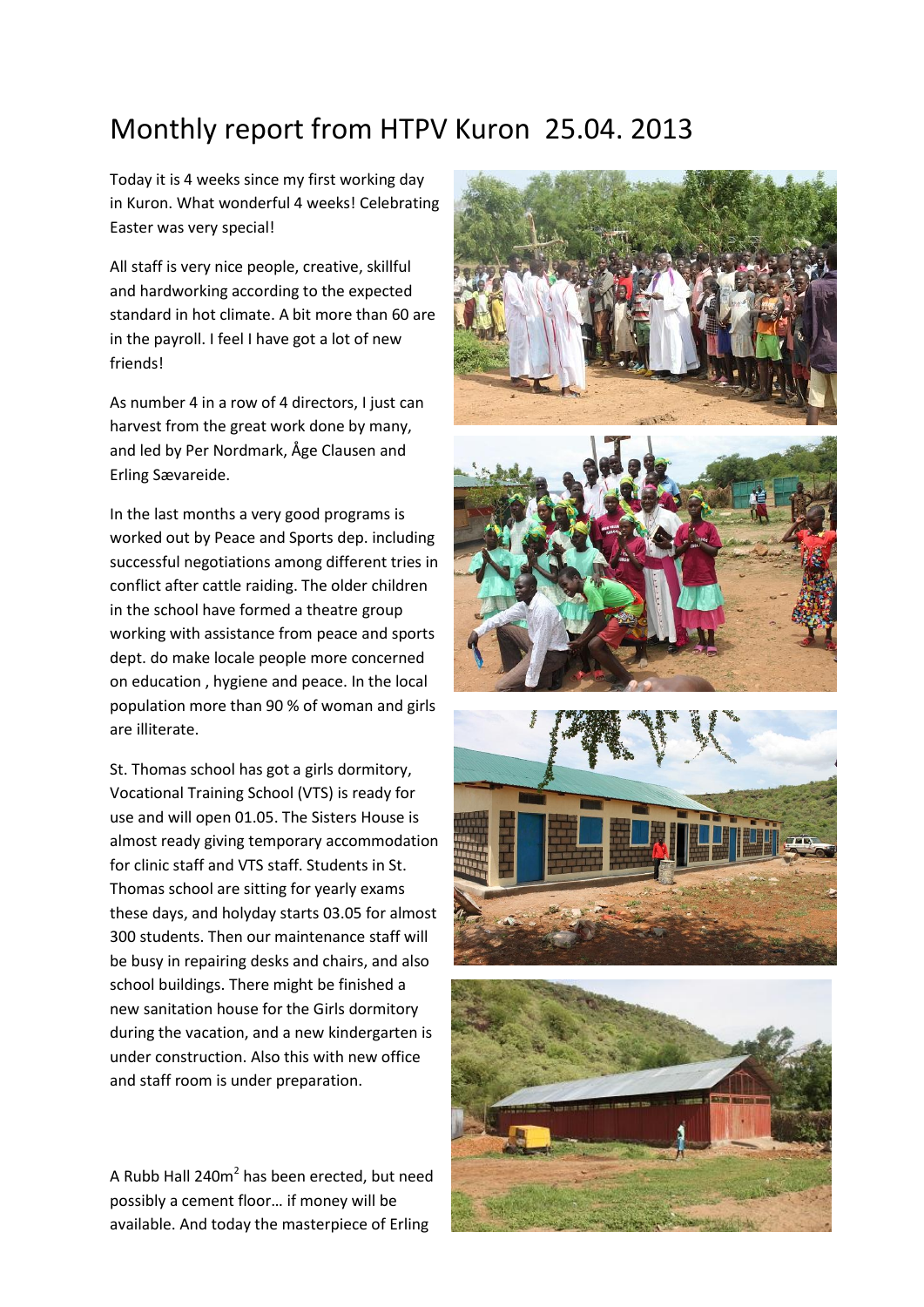# Monthly report from HTPV Kuron 25.04. 2013

Today it is 4 weeks since my first working day in Kuron. What wonderful 4 weeks! Celebrating Easter was very special!

All staff is very nice people, creative, skillful and hardworking according to the expected standard in hot climate. A bit more than 60 are in the payroll. I feel I have got a lot of new friends!

As number 4 in a row of 4 directors, I just can harvest from the great work done by many, and led by Per Nordmark, Åge Clausen and Erling Sævareide.

In the last months a very good programs is worked out by Peace and Sports dep. including successful negotiations among different tries in conflict after cattle raiding. The older children in the school have formed a theatre group working with assistance from peace and sports dept. do make locale people more concerned on education , hygiene and peace. In the local population more than 90 % of woman and girls are illiterate.

St. Thomas school has got a girls dormitory, Vocational Training School (VTS) is ready for use and will open 01.05. The Sisters House is almost ready giving temporary accommodation for clinic staff and VTS staff. Students in St. Thomas school are sitting for yearly exams these days, and holyday starts 03.05 for almost 300 students. Then our maintenance staff will be busy in repairing desks and chairs, and also school buildings. There might be finished a new sanitation house for the Girls dormitory during the vacation, and a new kindergarten is under construction. Also this with new office and staff room is under preparation.

A Rubb Hall 240m$^2$ has been erected, but need possibly a cement floor… if money will be available. And today the masterpiece of Erling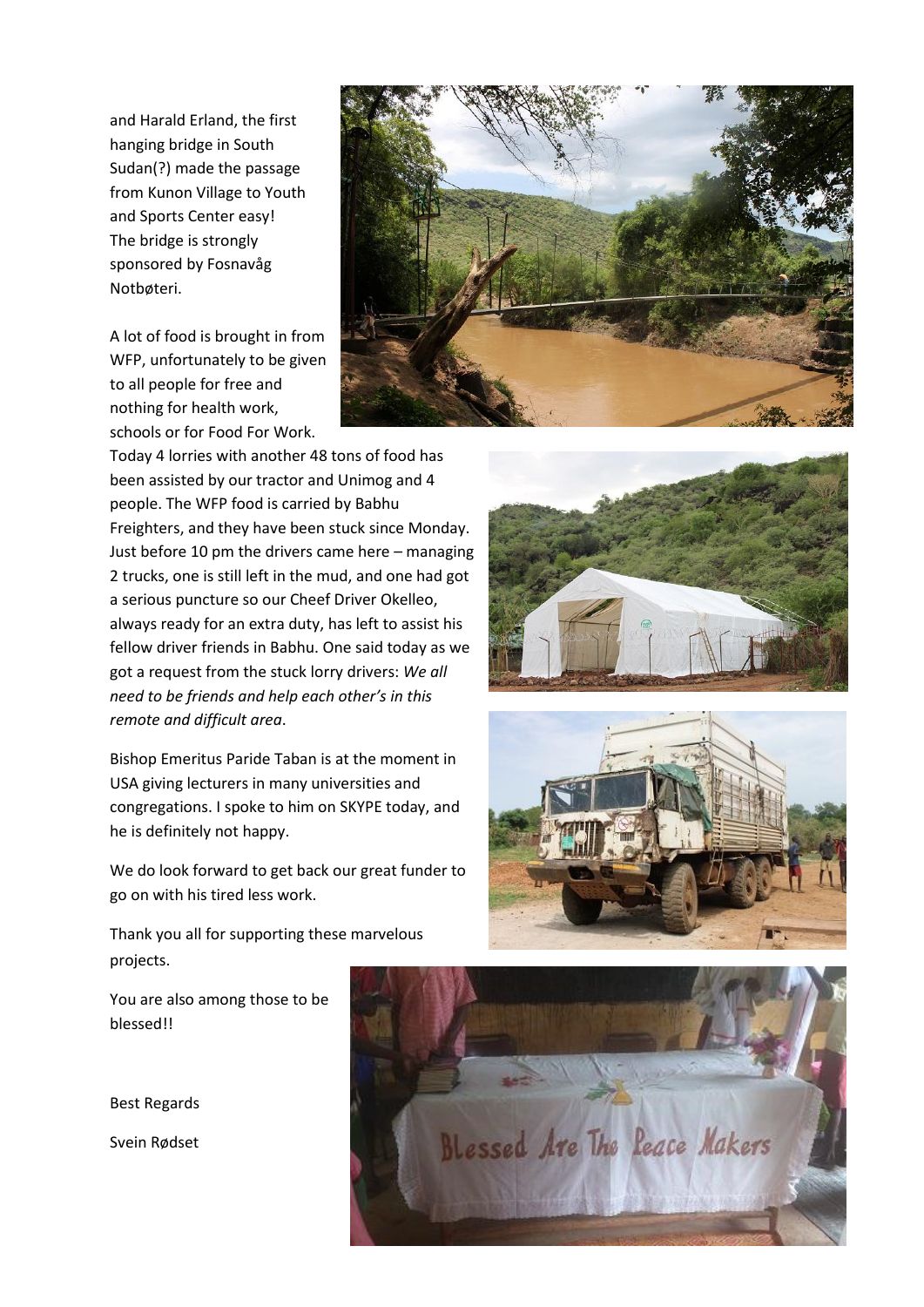and Harald Erland, the first hanging bridge in South Sudan(?) made the passage from Kunon Village to Youth and Sports Center easy! The bridge is strongly sponsored by Fosnavåg Notbøteri.

A lot of food is brought in from WFP, unfortunately to be given to all people for free and nothing for health work, schools or for Food For Work. Today 4 lorries with another 48 tons of food has been assisted by our tractor and Unimog and 4 people. The WFP food is carried by Babhu Freighters, and they have been stuck since Monday. Just before 10 pm the drivers came here – managing 2 trucks, one is still left in the mud, and one had got a serious puncture so our Cheef Driver Okelleo, always ready for an extra duty, has left to assist his fellow driver friends in Babhu. One said today as we got a request from the stuck lorry drivers: *We all need to be friends and help each other's in this remote and difficult area*.

Bishop Emeritus Paride Taban is at the moment in USA giving lecturers in many universities and congregations. I spoke to him on SKYPE today, and he is definitely not happy.

We do look forward to get back our great funder to go on with his tired less work.

Thank you all for supporting these marvelous projects.

You are also among those to be blessed!!

Best Regards

Svein Rødset